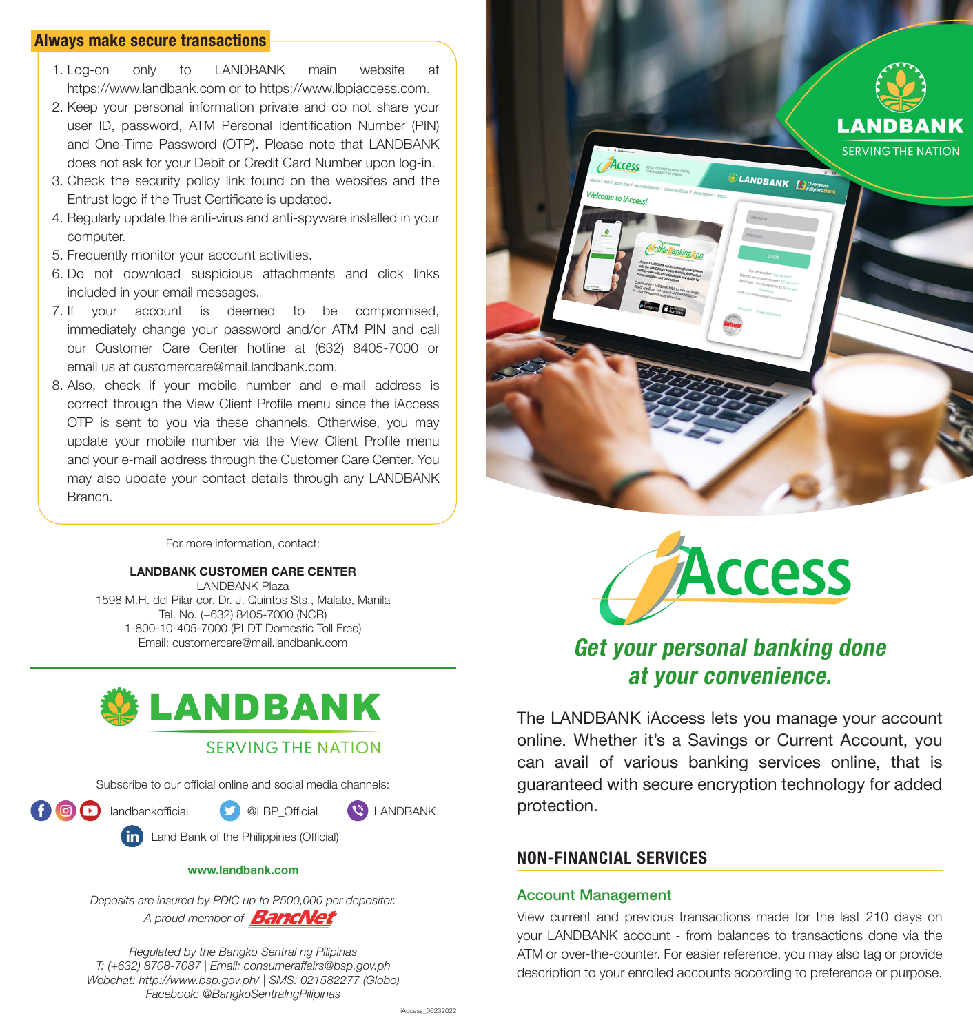## Always make secure transactions

1. Log-on only to LANDBANK main website at https://www.landbank.com or to https://www.lbpiaccess.com.
2. Keep your personal information private and do not share your user ID, password, ATM Personal Identification Number (PIN) and One-Time Password (OTP). Please note that LANDBANK does not ask for your Debit or Credit Card Number upon log-in.
3. Check the security policy link found on the websites and the Entrust logo if the Trust Certificate is updated.
4. Regularly update the anti-virus and anti-spyware installed in your computer.
5. Frequently monitor your account activities.
6. Do not download suspicious attachments and click links included in your email messages.
7. If your account is deemed to be compromised, immediately change your password and/or ATM PIN and call our Customer Care Center hotline at (632) 8405-7000 or email us at customercare@mail.landbank.com.
8. Also, check if your mobile number and e-mail address is correct through the View Client Profile menu since the iAccess OTP is sent to you via these channels. Otherwise, you may update your mobile number via the View Client Profile menu and your e-mail address through the Customer Care Center. You may also update your contact details through any LANDBANK Branch.

For more information, contact:

**LANDBANK CUSTOMER CARE CENTER**
LANDBANK Plaza
1598 M.H. del Pilar cor. Dr. J. Quintos Sts., Malate, Manila
Tel. No. (+632) 8405-7000 (NCR)
1-800-10-405-7000 (PLDT Domestic Toll Free)
Email: customercare@mail.landbank.com

**LANDBANK**
SERVING THE NATION

Subscribe to our official online and social media channels:

landbankofficial | @LBP_Official | LANDBANK
Land Bank of the Philippines (Official)

**www.landbank.com**

*Deposits are insured by PDIC up to P500,000 per depositor.*
*A proud member of BancNet*

*Regulated by the Bangko Sentral ng Pilipinas*
*T: (+632) 8708-7087 | Email: consumeraffairs@bsp.gov.ph*
*Webchat: http://www.bsp.gov.ph/ | SMS: 021582277 (Globe)*
*Facebook: @BangkoSentralngPilipinas*

iAccess_06232022

**LANDBANK**
SERVING THE NATION

# iAccess

## *Get your personal banking done at your convenience.*

The LANDBANK iAccess lets you manage your account online. Whether it's a Savings or Current Account, you can avail of various banking services online, that is guaranteed with secure encryption technology for added protection.

## NON-FINANCIAL SERVICES

### Account Management

View current and previous transactions made for the last 210 days on your LANDBANK account - from balances to transactions done via the ATM or over-the-counter. For easier reference, you may also tag or provide description to your enrolled accounts according to preference or purpose.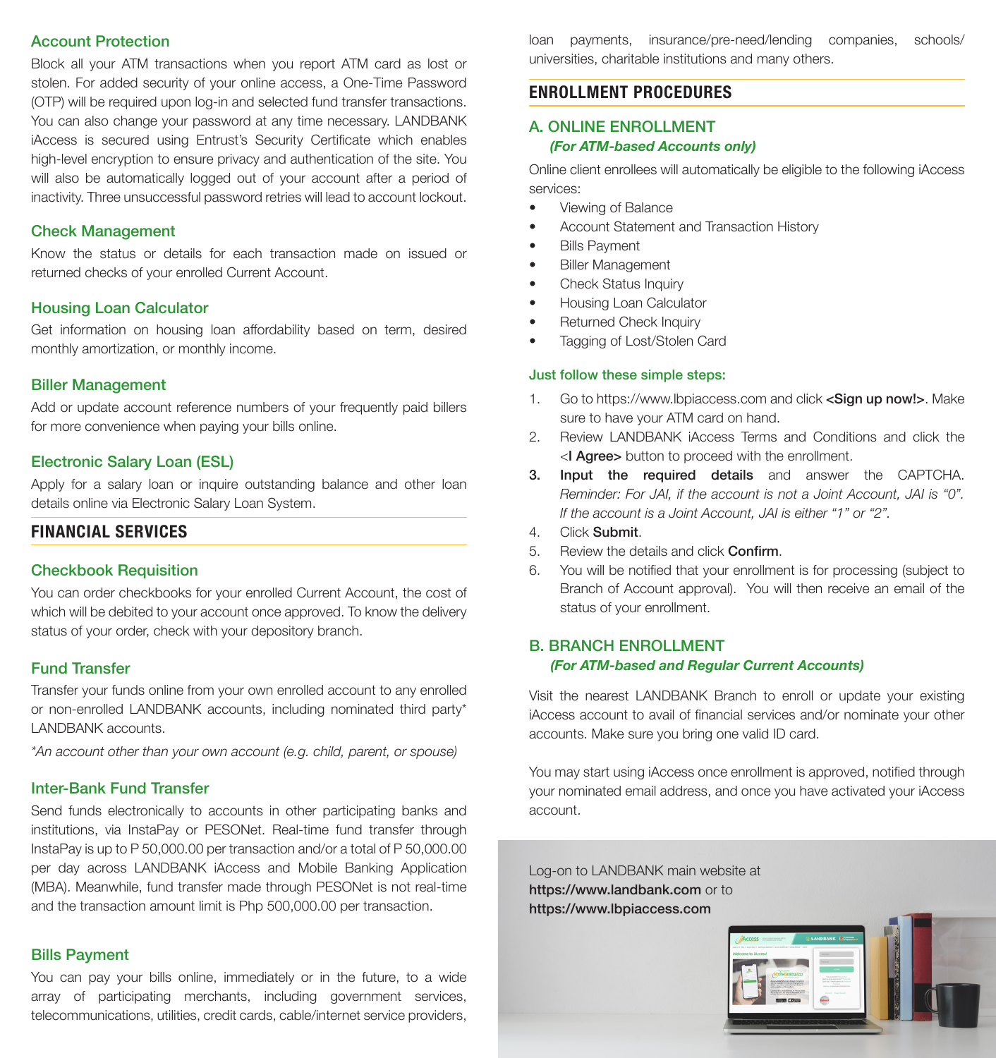### Account Protection

Block all your ATM transactions when you report ATM card as lost or stolen. For added security of your online access, a One-Time Password (OTP) will be required upon log-in and selected fund transfer transactions. You can also change your password at any time necessary. LANDBANK iAccess is secured using Entrust's Security Certificate which enables high-level encryption to ensure privacy and authentication of the site. You will also be automatically logged out of your account after a period of inactivity. Three unsuccessful password retries will lead to account lockout.

### Check Management

Know the status or details for each transaction made on issued or returned checks of your enrolled Current Account.

### Housing Loan Calculator

Get information on housing loan affordability based on term, desired monthly amortization, or monthly income.

### Biller Management

Add or update account reference numbers of your frequently paid billers for more convenience when paying your bills online.

### Electronic Salary Loan (ESL)

Apply for a salary loan or inquire outstanding balance and other loan details online via Electronic Salary Loan System.

## FINANCIAL SERVICES

### Checkbook Requisition

You can order checkbooks for your enrolled Current Account, the cost of which will be debited to your account once approved. To know the delivery status of your order, check with your depository branch.

### Fund Transfer

Transfer your funds online from your own enrolled account to any enrolled or non-enrolled LANDBANK accounts, including nominated third party* LANDBANK accounts.

*\*An account other than your own account (e.g. child, parent, or spouse)*

### Inter-Bank Fund Transfer

Send funds electronically to accounts in other participating banks and institutions, via InstaPay or PESONet. Real-time fund transfer through InstaPay is up to P 50,000.00 per transaction and/or a total of P 50,000.00 per day across LANDBANK iAccess and Mobile Banking Application (MBA). Meanwhile, fund transfer made through PESONet is not real-time and the transaction amount limit is Php 500,000.00 per transaction.

### Bills Payment

You can pay your bills online, immediately or in the future, to a wide array of participating merchants, including government services, telecommunications, utilities, credit cards, cable/internet service providers, loan payments, insurance/pre-need/lending companies, schools/ universities, charitable institutions and many others.

## ENROLLMENT PROCEDURES

### A. ONLINE ENROLLMENT

***(For ATM-based Accounts only)***

Online client enrollees will automatically be eligible to the following iAccess services:

- Viewing of Balance
- Account Statement and Transaction History
- Bills Payment
- Biller Management
- Check Status Inquiry
- Housing Loan Calculator
- Returned Check Inquiry
- Tagging of Lost/Stolen Card

**Just follow these simple steps:**

1. Go to https://www.lbpiaccess.com and click **<Sign up now!>**. Make sure to have your ATM card on hand.
2. Review LANDBANK iAccess Terms and Conditions and click the <**I Agree>** button to proceed with the enrollment.
3. **Input the required details** and answer the CAPTCHA. *Reminder: For JAI, if the account is not a Joint Account, JAI is "0". If the account is a Joint Account, JAI is either "1" or "2".*
4. Click **Submit**.
5. Review the details and click **Confirm**.
6. You will be notified that your enrollment is for processing (subject to Branch of Account approval). You will then receive an email of the status of your enrollment.

### B. BRANCH ENROLLMENT

***(For ATM-based and Regular Current Accounts)***

Visit the nearest LANDBANK Branch to enroll or update your existing iAccess account to avail of financial services and/or nominate your other accounts. Make sure you bring one valid ID card.

You may start using iAccess once enrollment is approved, notified through your nominated email address, and once you have activated your iAccess account.

Log-on to LANDBANK main website at **https://www.landbank.com** or to **https://www.lbpiaccess.com**